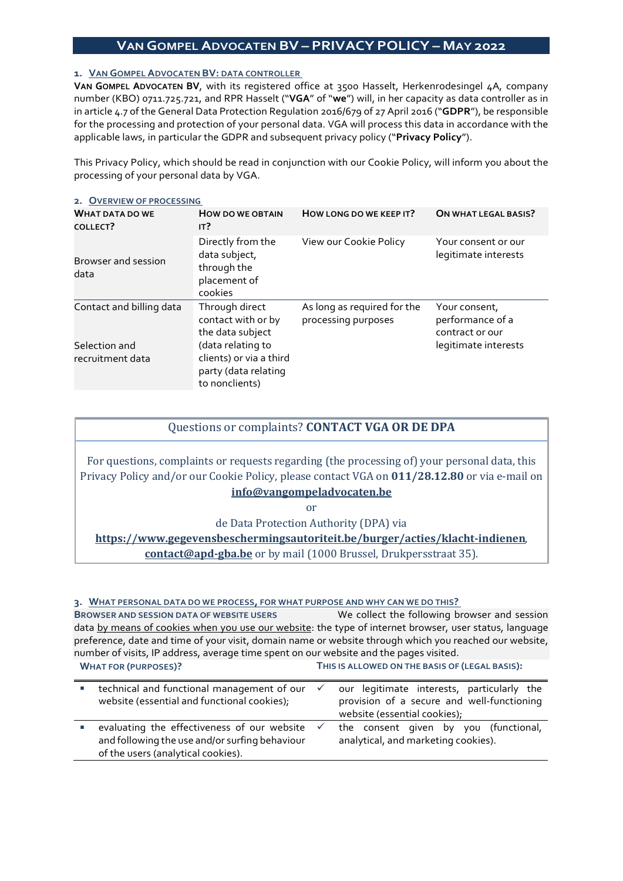# VAN GOMPEL ADVOCATEN BV – PRIVACY POLICY – MAY 2022

## 1. VAN GOMPEL ADVOCATEN BV: DATA CONTROLLER

**VAN GOMPEL ADVOCATEN BV**, with its registered office at 3500 Hasselt, Herkenrodesingel 4A, company number (KBO) 0711.725.721, and RPR Hasselt ("**VGA**" of "**we**") will, in her capacity as data controller as in in article 4.7 of the General Data Protection Regulation 2016/679 of 27 April 2016 ("**GDPR**"), be responsible for the processing and protection of your personal data. VGA will process this data in accordance with the applicable laws, in particular the GDPR and subsequent privacy policy ("**Privacy Policy**").

This Privacy Policy, which should be read in conjunction with our Cookie Policy, will inform you about the processing of your personal data by VGA.

## 2. OVERVIEW OF PROCESSING

| WHAT DATA DO WE COLLECT? | HOW DO WE OBTAIN IT? | HOW LONG DO WE KEEP IT? | ON WHAT LEGAL BASIS? |
|---|---|---|---|
| Browser and session data | Directly from the data subject, through the placement of cookies | View our Cookie Policy | Your consent or our legitimate interests |
| Contact and billing data<br><br>Selection and recruitment data | Through direct contact with or by the data subject (data relating to clients) or via a third party (data relating to nonclients) | As long as required for the processing purposes | Your consent, performance of a contract or our legitimate interests |

**Questions or complaints? CONTACT VGA OR DE DPA**

For questions, complaints or requests regarding (the processing of) your personal data, this Privacy Policy and/or our Cookie Policy, please contact VGA on **011/28.12.80** or via e-mail on **info@vangompeladvocaten.be**

or

de Data Protection Authority (DPA) via **https://www.gegevensbeschermingsautoriteit.be/burger/acties/klacht-indienen**, **contact@apd-gba.be** or by mail (1000 Brussel, Drukpersstraat 35).

## 3. WHAT PERSONAL DATA DO WE PROCESS, FOR WHAT PURPOSE AND WHY CAN WE DO THIS?

**BROWSER AND SESSION DATA OF WEBSITE USERS** We collect the following browser and session data by means of cookies when you use our website: the type of internet browser, user status, language preference, date and time of your visit, domain name or website through which you reached our website, number of visits, IP address, average time spent on our website and the pages visited.

| WHAT FOR (PURPOSES)? | THIS IS ALLOWED ON THE BASIS OF (LEGAL BASIS): |
|---|---|
| ▪ technical and functional management of our website (essential and functional cookies); | ✓ our legitimate interests, particularly the provision of a secure and well-functioning website (essential cookies); |
| ▪ evaluating the effectiveness of our website and following the use and/or surfing behaviour of the users (analytical cookies). | ✓ the consent given by you (functional, analytical, and marketing cookies). |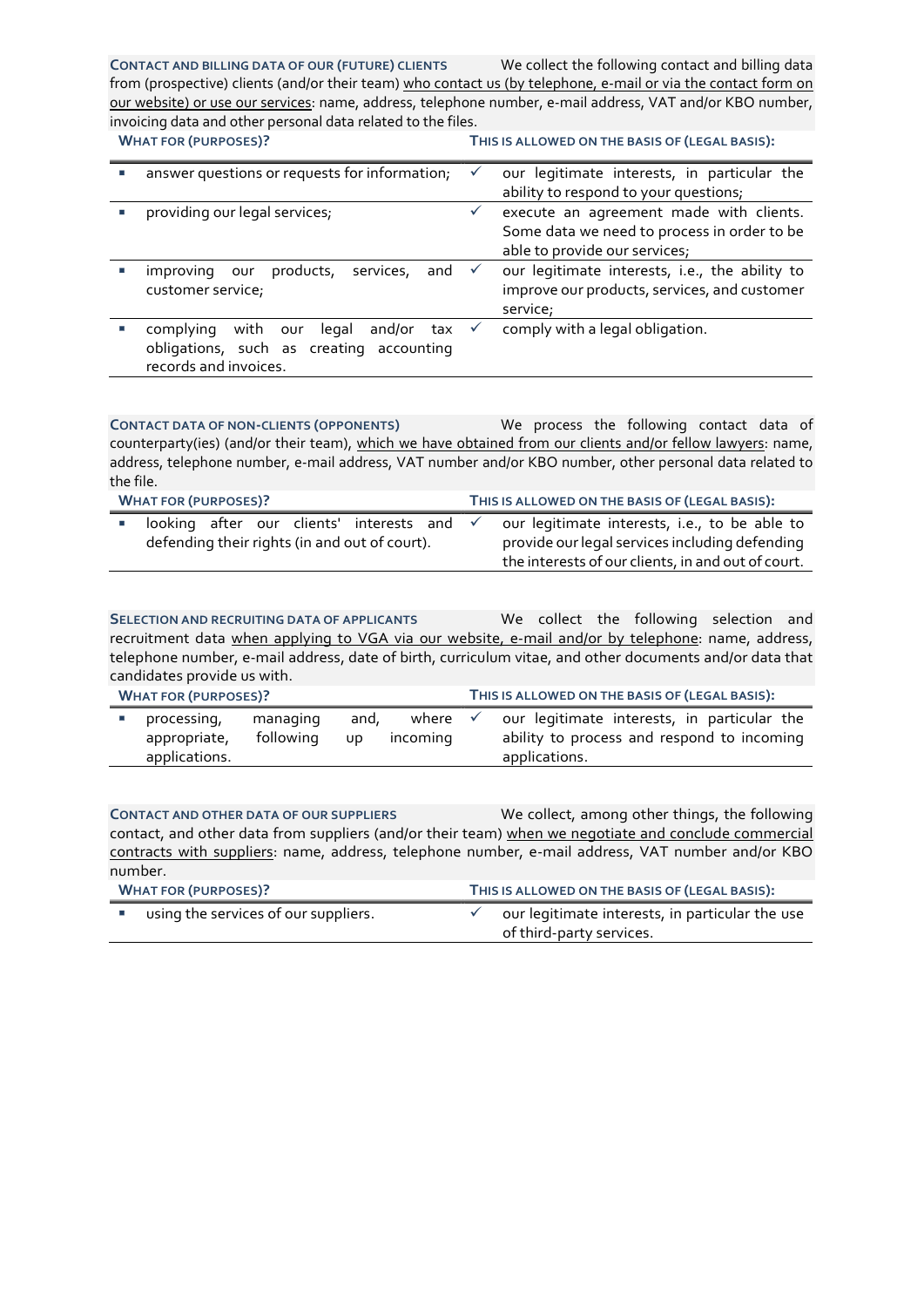**CONTACT AND BILLING DATA OF OUR (FUTURE) CLIENTS** We collect the following contact and billing data from (prospective) clients (and/or their team) who contact us (by telephone, e-mail or via the contact form on our website) or use our services: name, address, telephone number, e-mail address, VAT and/or KBO number, invoicing data and other personal data related to the files.

| WHAT FOR (PURPOSES)? | THIS IS ALLOWED ON THE BASIS OF (LEGAL BASIS): |
|---|---|
| ▪ answer questions or requests for information; | ✓ our legitimate interests, in particular the ability to respond to your questions; |
| ▪ providing our legal services; | ✓ execute an agreement made with clients. Some data we need to process in order to be able to provide our services; |
| ▪ improving our products, services, and customer service; | ✓ our legitimate interests, i.e., the ability to improve our products, services, and customer service; |
| ▪ complying with our legal and/or tax obligations, such as creating accounting records and invoices. | ✓ comply with a legal obligation. |

**CONTACT DATA OF NON-CLIENTS (OPPONENTS)** We process the following contact data of counterparty(ies) (and/or their team), which we have obtained from our clients and/or fellow lawyers: name, address, telephone number, e-mail address, VAT number and/or KBO number, other personal data related to the file.

| WHAT FOR (PURPOSES)? | THIS IS ALLOWED ON THE BASIS OF (LEGAL BASIS): |
|---|---|
| ▪ looking after our clients' interests and defending their rights (in and out of court). | ✓ our legitimate interests, i.e., to be able to provide our legal services including defending the interests of our clients, in and out of court. |

**SELECTION AND RECRUITING DATA OF APPLICANTS** We collect the following selection and recruitment data when applying to VGA via our website, e-mail and/or by telephone: name, address, telephone number, e-mail address, date of birth, curriculum vitae, and other documents and/or data that candidates provide us with.

| WHAT FOR (PURPOSES)? | THIS IS ALLOWED ON THE BASIS OF (LEGAL BASIS): |
|---|---|
| ▪ processing, managing and, where appropriate, following up incoming applications. | ✓ our legitimate interests, in particular the ability to process and respond to incoming applications. |

**CONTACT AND OTHER DATA OF OUR SUPPLIERS** We collect, among other things, the following contact, and other data from suppliers (and/or their team) when we negotiate and conclude commercial contracts with suppliers: name, address, telephone number, e-mail address, VAT number and/or KBO number.

| WHAT FOR (PURPOSES)? | THIS IS ALLOWED ON THE BASIS OF (LEGAL BASIS): |
|---|---|
| ▪ using the services of our suppliers. | ✓ our legitimate interests, in particular the use of third-party services. |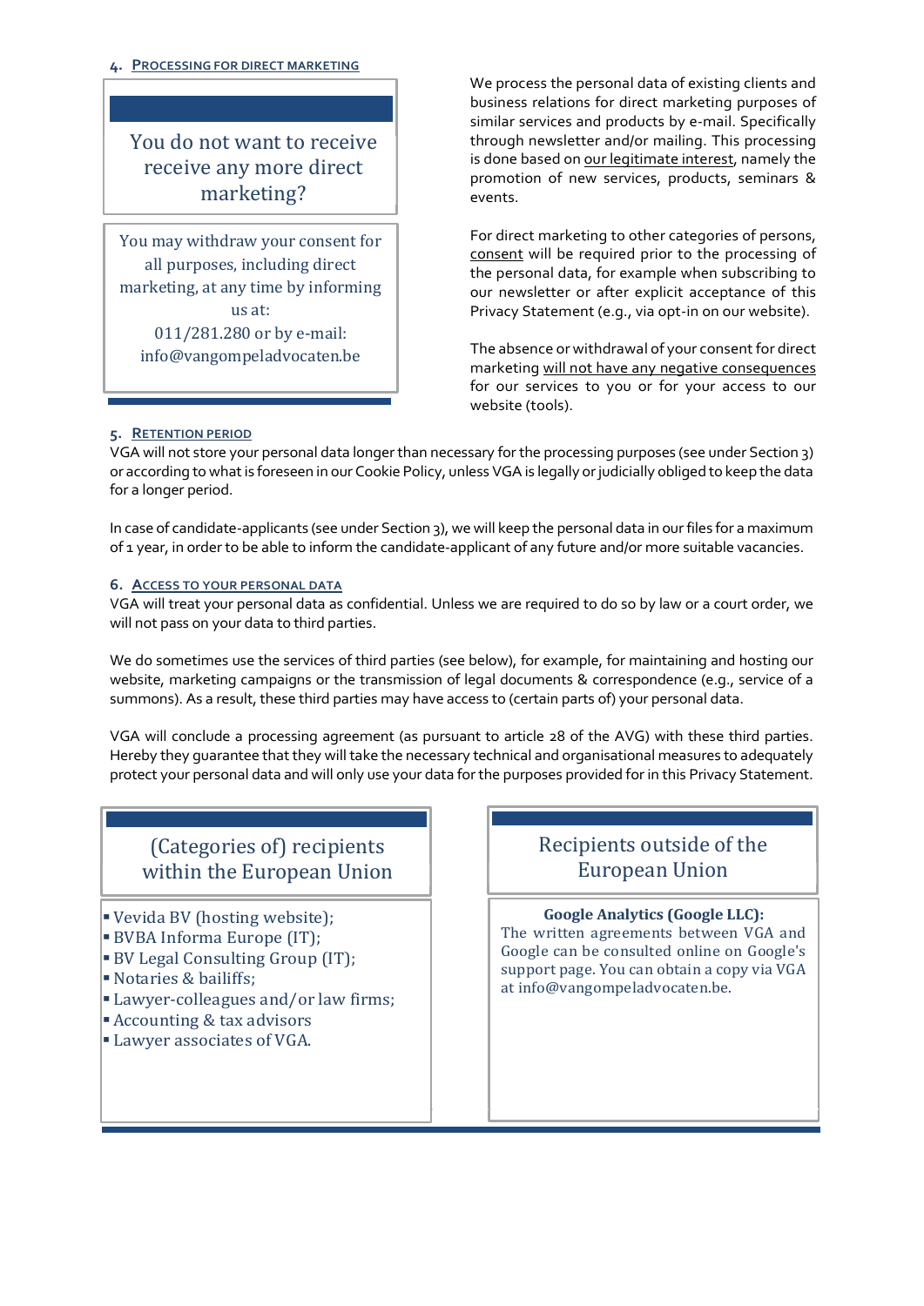## 4. Processing for direct marketing

**You do not want to receive receive any more direct marketing?**

You may withdraw your consent for all purposes, including direct marketing, at any time by informing us at:
011/281.280 or by e-mail:
info@vangompeladvocaten.be

We process the personal data of existing clients and business relations for direct marketing purposes of similar services and products by e-mail. Specifically through newsletter and/or mailing. This processing is done based on our legitimate interest, namely the promotion of new services, products, seminars & events.

For direct marketing to other categories of persons, consent will be required prior to the processing of the personal data, for example when subscribing to our newsletter or after explicit acceptance of this Privacy Statement (e.g., via opt-in on our website).

The absence or withdrawal of your consent for direct marketing will not have any negative consequences for our services to you or for your access to our website (tools).

## 5. Retention period

VGA will not store your personal data longer than necessary for the processing purposes (see under Section 3) or according to what is foreseen in our Cookie Policy, unless VGA is legally or judicially obliged to keep the data for a longer period.

In case of candidate-applicants (see under Section 3), we will keep the personal data in our files for a maximum of 1 year, in order to be able to inform the candidate-applicant of any future and/or more suitable vacancies.

## 6. Access to your personal data

VGA will treat your personal data as confidential. Unless we are required to do so by law or a court order, we will not pass on your data to third parties.

We do sometimes use the services of third parties (see below), for example, for maintaining and hosting our website, marketing campaigns or the transmission of legal documents & correspondence (e.g., service of a summons). As a result, these third parties may have access to (certain parts of) your personal data.

VGA will conclude a processing agreement (as pursuant to article 28 of the AVG) with these third parties. Hereby they guarantee that they will take the necessary technical and organisational measures to adequately protect your personal data and will only use your data for the purposes provided for in this Privacy Statement.

**(Categories of) recipients within the European Union**

- Vevida BV (hosting website);
- BVBA Informa Europe (IT);
- BV Legal Consulting Group (IT);
- Notaries & bailiffs;
- Lawyer-colleagues and/or law firms;
- Accounting & tax advisors
- Lawyer associates of VGA.

**Recipients outside of the European Union**

**Google Analytics (Google LLC):**
The written agreements between VGA and Google can be consulted online on Google's support page. You can obtain a copy via VGA at info@vangompeladvocaten.be.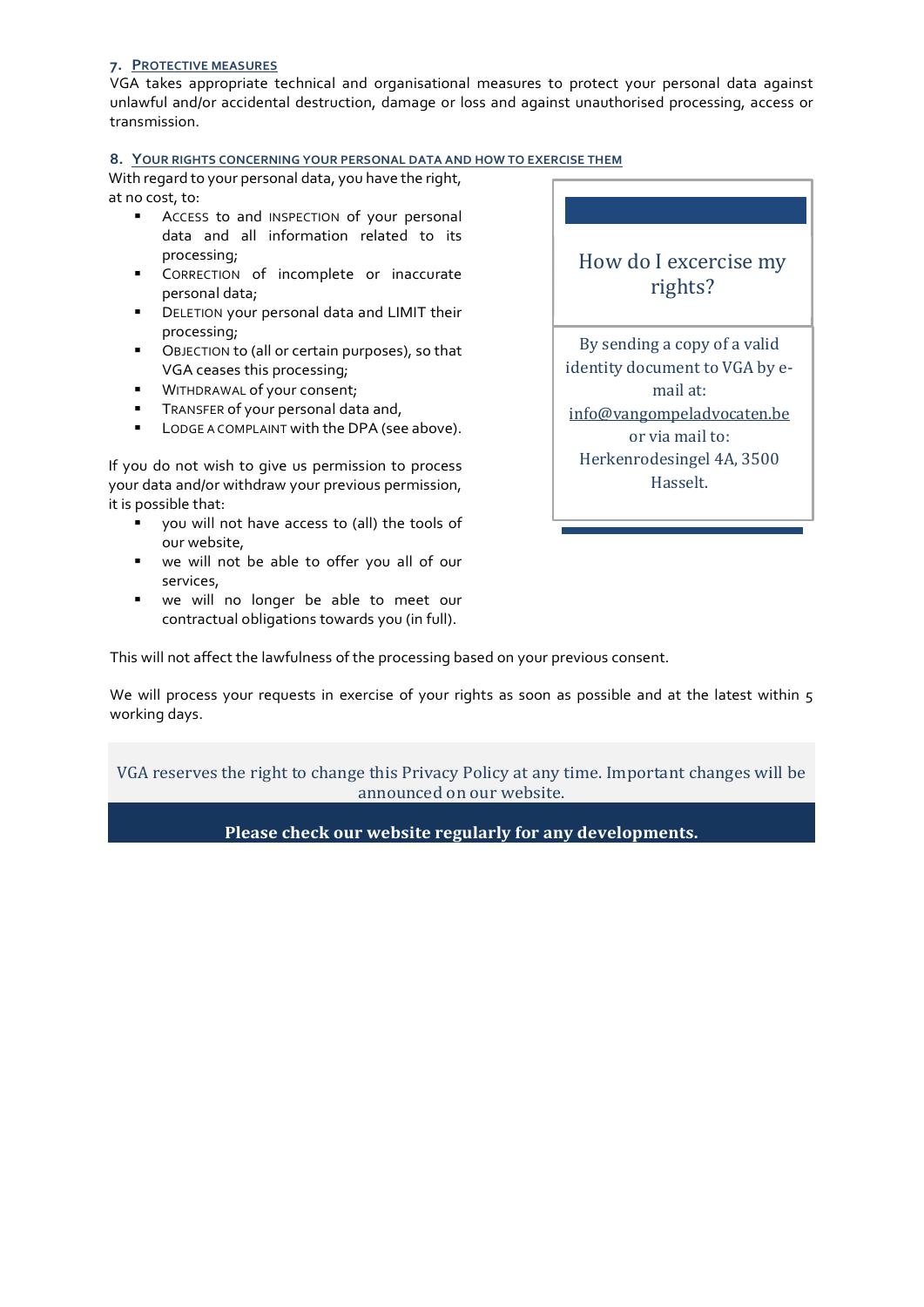### 7. Protective measures

VGA takes appropriate technical and organisational measures to protect your personal data against unlawful and/or accidental destruction, damage or loss and against unauthorised processing, access or transmission.

### 8. Your rights concerning your personal data and how to exercise them

With regard to your personal data, you have the right, at no cost, to:

- Access to and inspection of your personal data and all information related to its processing;
- Correction of incomplete or inaccurate personal data;
- Deletion your personal data and LIMIT their processing;
- Objection to (all or certain purposes), so that VGA ceases this processing;
- Withdrawal of your consent;
- Transfer of your personal data and,
- Lodge a complaint with the DPA (see above).

If you do not wish to give us permission to process your data and/or withdraw your previous permission, it is possible that:

- you will not have access to (all) the tools of our website,
- we will not be able to offer you all of our services,
- we will no longer be able to meet our contractual obligations towards you (in full).

**How do I excercise my rights?**

By sending a copy of a valid identity document to VGA by e-mail at: info@vangompeladvocaten.be or via mail to: Herkenrodesingel 4A, 3500 Hasselt.

This will not affect the lawfulness of the processing based on your previous consent.

We will process your requests in exercise of your rights as soon as possible and at the latest within 5 working days.

VGA reserves the right to change this Privacy Policy at any time. Important changes will be announced on our website.

**Please check our website regularly for any developments.**